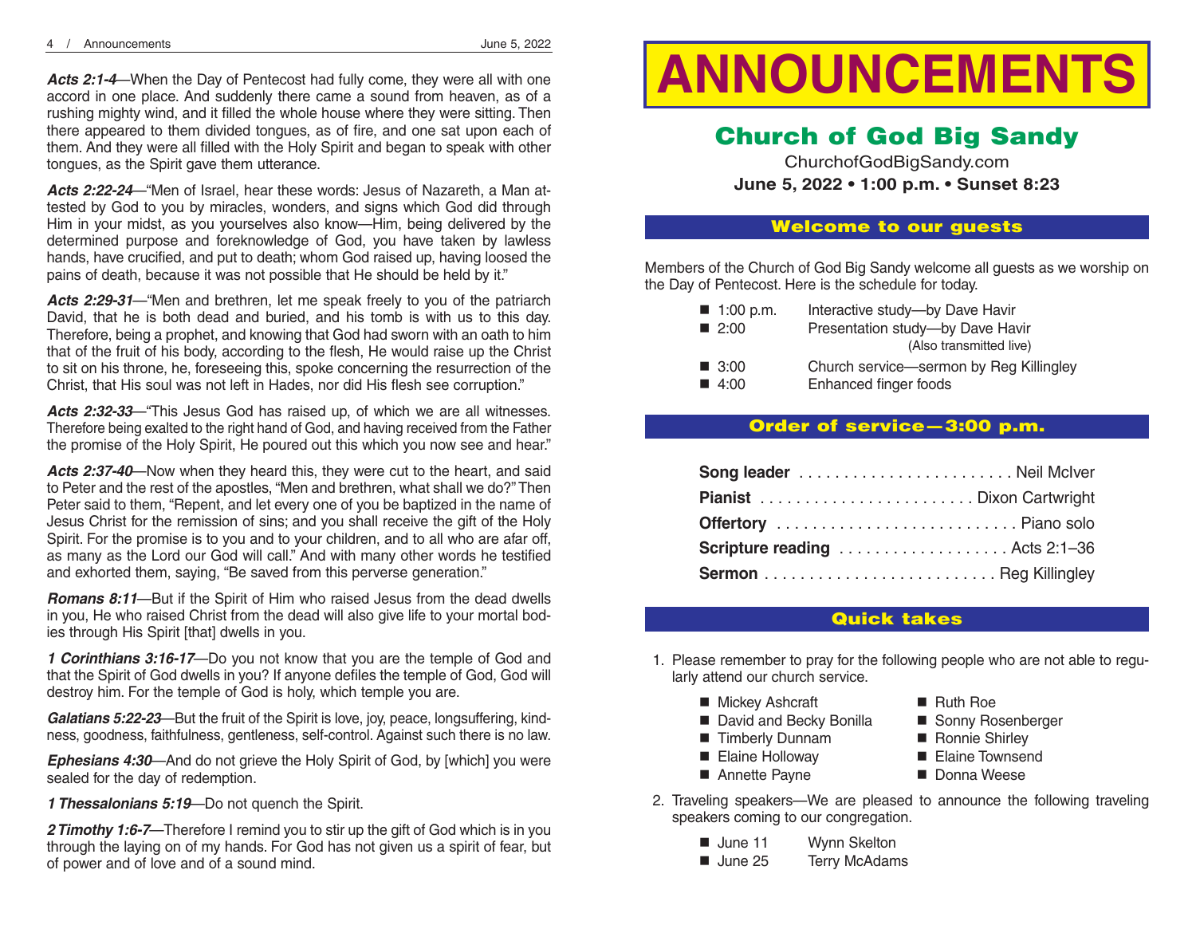***Acts 2:1-4***—When the Day of Pentecost had fully come, they were all with one accord in one place. And suddenly there came a sound from heaven, as of a rushing mighty wind, and it filled the whole house where they were sitting. Then there appeared to them divided tongues, as of fire, and one sat upon each of them. And they were all filled with the Holy Spirit and began to speak with other tongues, as the Spirit gave them utterance.

***Acts 2:22-24***—"Men of Israel, hear these words: Jesus of Nazareth, a Man attested by God to you by miracles, wonders, and signs which God did through Him in your midst, as you yourselves also know—Him, being delivered by the determined purpose and foreknowledge of God, you have taken by lawless hands, have crucified, and put to death; whom God raised up, having loosed the pains of death, because it was not possible that He should be held by it."

***Acts 2:29-31***—"Men and brethren, let me speak freely to you of the patriarch David, that he is both dead and buried, and his tomb is with us to this day. Therefore, being a prophet, and knowing that God had sworn with an oath to him that of the fruit of his body, according to the flesh, He would raise up the Christ to sit on his throne, he, foreseeing this, spoke concerning the resurrection of the Christ, that His soul was not left in Hades, nor did His flesh see corruption."

***Acts 2:32-33***—"This Jesus God has raised up, of which we are all witnesses. Therefore being exalted to the right hand of God, and having received from the Father the promise of the Holy Spirit, He poured out this which you now see and hear."

***Acts 2:37-40***—Now when they heard this, they were cut to the heart, and said to Peter and the rest of the apostles, "Men and brethren, what shall we do?" Then Peter said to them, "Repent, and let every one of you be baptized in the name of Jesus Christ for the remission of sins; and you shall receive the gift of the Holy Spirit. For the promise is to you and to your children, and to all who are afar off, as many as the Lord our God will call." And with many other words he testified and exhorted them, saying, "Be saved from this perverse generation."

***Romans 8:11***—But if the Spirit of Him who raised Jesus from the dead dwells in you, He who raised Christ from the dead will also give life to your mortal bodies through His Spirit [that] dwells in you.

***1 Corinthians 3:16-17***—Do you not know that you are the temple of God and that the Spirit of God dwells in you? If anyone defiles the temple of God, God will destroy him. For the temple of God is holy, which temple you are.

***Galatians 5:22-23***—But the fruit of the Spirit is love, joy, peace, longsuffering, kindness, goodness, faithfulness, gentleness, self-control. Against such there is no law.

***Ephesians 4:30***—And do not grieve the Holy Spirit of God, by [which] you were sealed for the day of redemption.

***1 Thessalonians 5:19***—Do not quench the Spirit.

***2 Timothy 1:6-7***—Therefore I remind you to stir up the gift of God which is in you through the laying on of my hands. For God has not given us a spirit of fear, but of power and of love and of a sound mind.

# ANNOUNCEMENTS

## Church of God Big Sandy

ChurchofGodBigSandy.com

**June 5, 2022 • 1:00 p.m. • Sunset 8:23**

### Welcome to our guests

Members of the Church of God Big Sandy welcome all guests as we worship on the Day of Pentecost. Here is the schedule for today.

- 1:00 p.m. — Interactive study—by Dave Havir
- 2:00 — Presentation study—by Dave Havir (Also transmitted live)
- 3:00 — Church service—sermon by Reg Killingley
- 4:00 — Enhanced finger foods

### Order of service—3:00 p.m.

**Song leader** . . . . . . . . . . . . . . . . . . . . . . . . Neil McIver
**Pianist** . . . . . . . . . . . . . . . . . . . . . . . . Dixon Cartwright
**Offertory** . . . . . . . . . . . . . . . . . . . . . . . . . . Piano solo
**Scripture reading** . . . . . . . . . . . . . . . . . . . Acts 2:1–36
**Sermon** . . . . . . . . . . . . . . . . . . . . . . . . . . Reg Killingley

### Quick takes

1. Please remember to pray for the following people who are not able to regularly attend our church service.
   - Mickey Ashcraft
   - David and Becky Bonilla
   - Timberly Dunnam
   - Elaine Holloway
   - Annette Payne
   - Ruth Roe
   - Sonny Rosenberger
   - Ronnie Shirley
   - Elaine Townsend
   - Donna Weese
2. Traveling speakers—We are pleased to announce the following traveling speakers coming to our congregation.
   - June 11 — Wynn Skelton
   - June 25 — Terry McAdams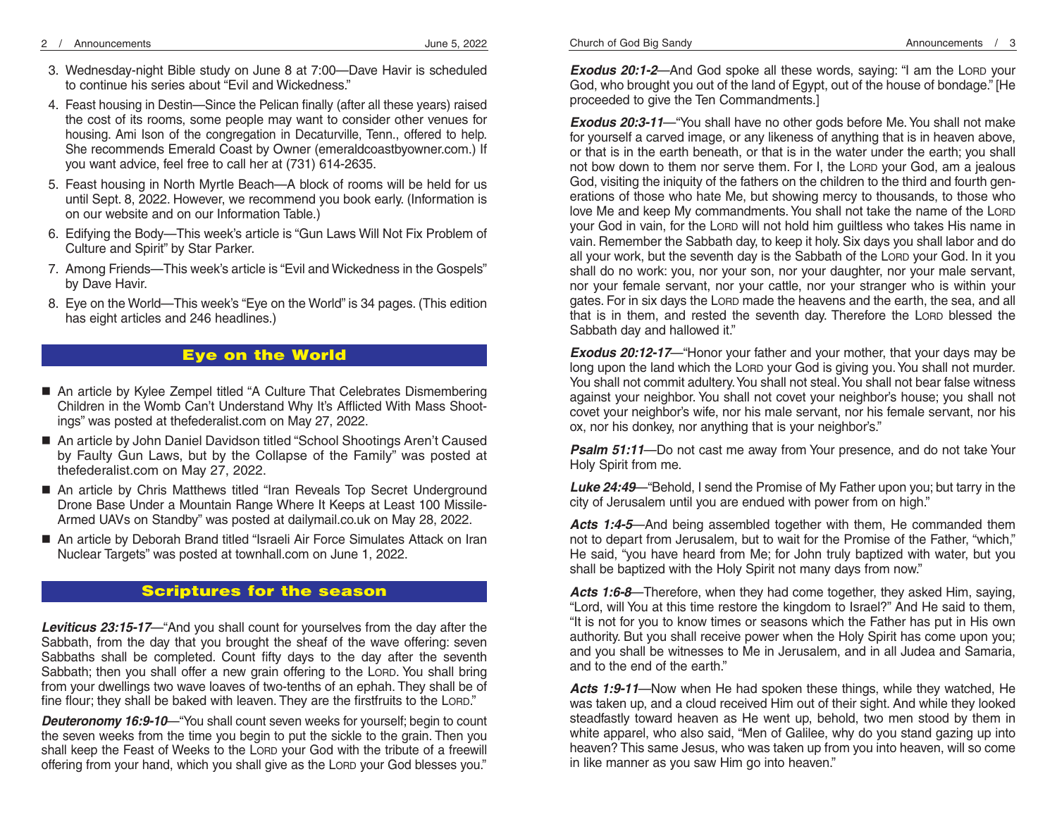3. Wednesday-night Bible study on June 8 at 7:00—Dave Havir is scheduled to continue his series about "Evil and Wickedness."
4. Feast housing in Destin—Since the Pelican finally (after all these years) raised the cost of its rooms, some people may want to consider other venues for housing. Ami Ison of the congregation in Decaturville, Tenn., offered to help. She recommends Emerald Coast by Owner (emeraldcoastbyowner.com.) If you want advice, feel free to call her at (731) 614-2635.
5. Feast housing in North Myrtle Beach—A block of rooms will be held for us until Sept. 8, 2022. However, we recommend you book early. (Information is on our website and on our Information Table.)
6. Edifying the Body—This week's article is "Gun Laws Will Not Fix Problem of Culture and Spirit" by Star Parker.
7. Among Friends—This week's article is "Evil and Wickedness in the Gospels" by Dave Havir.
8. Eye on the World—This week's "Eye on the World" is 34 pages. (This edition has eight articles and 246 headlines.)

## Eye on the World

- An article by Kylee Zempel titled "A Culture That Celebrates Dismembering Children in the Womb Can't Understand Why It's Afflicted With Mass Shootings" was posted at thefederalist.com on May 27, 2022.
- An article by John Daniel Davidson titled "School Shootings Aren't Caused by Faulty Gun Laws, but by the Collapse of the Family" was posted at thefederalist.com on May 27, 2022.
- An article by Chris Matthews titled "Iran Reveals Top Secret Underground Drone Base Under a Mountain Range Where It Keeps at Least 100 Missile-Armed UAVs on Standby" was posted at dailymail.co.uk on May 28, 2022.
- An article by Deborah Brand titled "Israeli Air Force Simulates Attack on Iran Nuclear Targets" was posted at townhall.com on June 1, 2022.

## Scriptures for the season

***Leviticus 23:15-17***—"And you shall count for yourselves from the day after the Sabbath, from the day that you brought the sheaf of the wave offering: seven Sabbaths shall be completed. Count fifty days to the day after the seventh Sabbath; then you shall offer a new grain offering to the LORD. You shall bring from your dwellings two wave loaves of two-tenths of an ephah. They shall be of fine flour; they shall be baked with leaven. They are the firstfruits to the LORD."

***Deuteronomy 16:9-10***—"You shall count seven weeks for yourself; begin to count the seven weeks from the time you begin to put the sickle to the grain. Then you shall keep the Feast of Weeks to the LORD your God with the tribute of a freewill offering from your hand, which you shall give as the LORD your God blesses you."

***Exodus 20:1-2***—And God spoke all these words, saying: "I am the LORD your God, who brought you out of the land of Egypt, out of the house of bondage." [He proceeded to give the Ten Commandments.]

***Exodus 20:3-11***—"You shall have no other gods before Me. You shall not make for yourself a carved image, or any likeness of anything that is in heaven above, or that is in the earth beneath, or that is in the water under the earth; you shall not bow down to them nor serve them. For I, the LORD your God, am a jealous God, visiting the iniquity of the fathers on the children to the third and fourth generations of those who hate Me, but showing mercy to thousands, to those who love Me and keep My commandments. You shall not take the name of the LORD your God in vain, for the LORD will not hold him guiltless who takes His name in vain. Remember the Sabbath day, to keep it holy. Six days you shall labor and do all your work, but the seventh day is the Sabbath of the LORD your God. In it you shall do no work: you, nor your son, nor your daughter, nor your male servant, nor your female servant, nor your cattle, nor your stranger who is within your gates. For in six days the LORD made the heavens and the earth, the sea, and all that is in them, and rested the seventh day. Therefore the LORD blessed the Sabbath day and hallowed it."

***Exodus 20:12-17***—"Honor your father and your mother, that your days may be long upon the land which the LORD your God is giving you. You shall not murder. You shall not commit adultery. You shall not steal. You shall not bear false witness against your neighbor. You shall not covet your neighbor's house; you shall not covet your neighbor's wife, nor his male servant, nor his female servant, nor his ox, nor his donkey, nor anything that is your neighbor's."

***Psalm 51:11***—Do not cast me away from Your presence, and do not take Your Holy Spirit from me.

***Luke 24:49***—"Behold, I send the Promise of My Father upon you; but tarry in the city of Jerusalem until you are endued with power from on high."

***Acts 1:4-5***—And being assembled together with them, He commanded them not to depart from Jerusalem, but to wait for the Promise of the Father, "which," He said, "you have heard from Me; for John truly baptized with water, but you shall be baptized with the Holy Spirit not many days from now."

***Acts 1:6-8***—Therefore, when they had come together, they asked Him, saying, "Lord, will You at this time restore the kingdom to Israel?" And He said to them, "It is not for you to know times or seasons which the Father has put in His own authority. But you shall receive power when the Holy Spirit has come upon you; and you shall be witnesses to Me in Jerusalem, and in all Judea and Samaria, and to the end of the earth."

***Acts 1:9-11***—Now when He had spoken these things, while they watched, He was taken up, and a cloud received Him out of their sight. And while they looked steadfastly toward heaven as He went up, behold, two men stood by them in white apparel, who also said, "Men of Galilee, why do you stand gazing up into heaven? This same Jesus, who was taken up from you into heaven, will so come in like manner as you saw Him go into heaven."